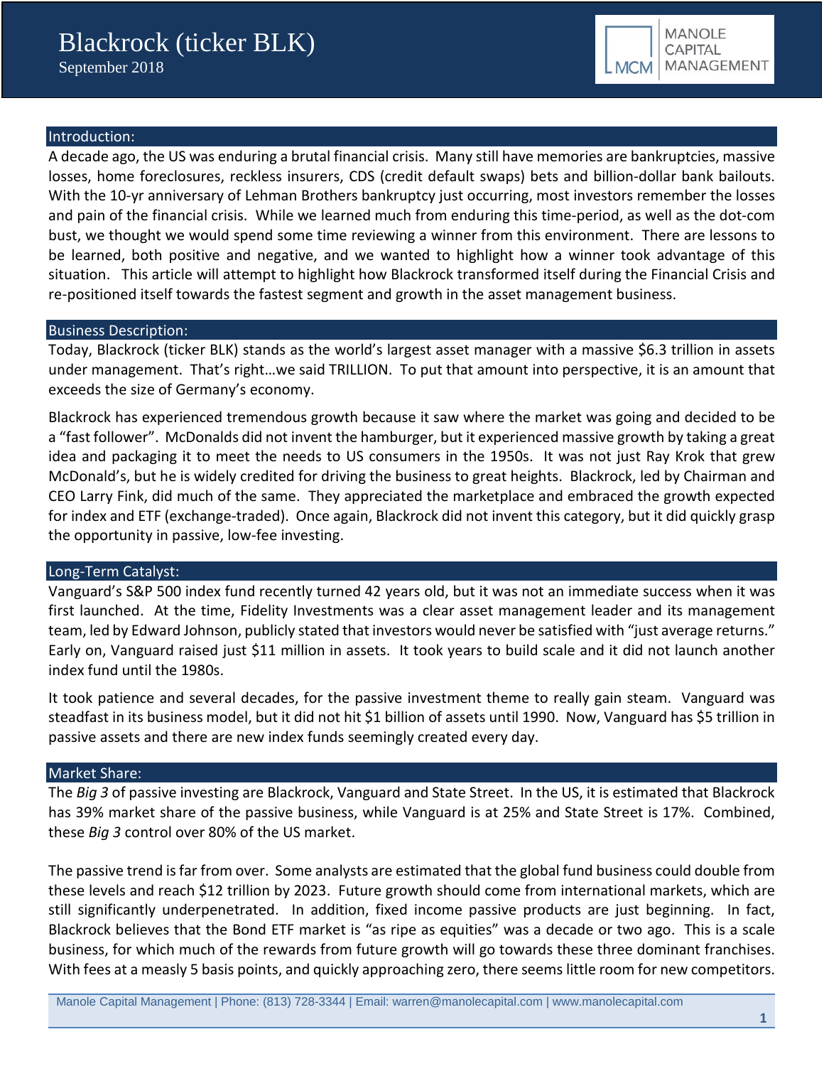# Blackrock (ticker BLK)

September 2018

MANOLE CAPITAL MANAGEMENT

## Introduction:

A decade ago, the US was enduring a brutal financial crisis. Many still have memories are bankruptcies, massive losses, home foreclosures, reckless insurers, CDS (credit default swaps) bets and billion-dollar bank bailouts. With the 10-yr anniversary of Lehman Brothers bankruptcy just occurring, most investors remember the losses and pain of the financial crisis. While we learned much from enduring this time-period, as well as the dot-com bust, we thought we would spend some time reviewing a winner from this environment. There are lessons to be learned, both positive and negative, and we wanted to highlight how a winner took advantage of this situation. This article will attempt to highlight how Blackrock transformed itself during the Financial Crisis and re-positioned itself towards the fastest segment and growth in the asset management business.

## Business Description:

Today, Blackrock (ticker BLK) stands as the world's largest asset manager with a massive $6.3 trillion in assets under management. That's right…we said TRILLION. To put that amount into perspective, it is an amount that exceeds the size of Germany's economy.

Blackrock has experienced tremendous growth because it saw where the market was going and decided to be a "fast follower". McDonalds did not invent the hamburger, but it experienced massive growth by taking a great idea and packaging it to meet the needs to US consumers in the 1950s. It was not just Ray Krok that grew McDonald's, but he is widely credited for driving the business to great heights. Blackrock, led by Chairman and CEO Larry Fink, did much of the same. They appreciated the marketplace and embraced the growth expected for index and ETF (exchange-traded). Once again, Blackrock did not invent this category, but it did quickly grasp the opportunity in passive, low-fee investing.

## Long-Term Catalyst:

Vanguard's S&P 500 index fund recently turned 42 years old, but it was not an immediate success when it was first launched. At the time, Fidelity Investments was a clear asset management leader and its management team, led by Edward Johnson, publicly stated that investors would never be satisfied with "just average returns." Early on, Vanguard raised just $11 million in assets. It took years to build scale and it did not launch another index fund until the 1980s.

It took patience and several decades, for the passive investment theme to really gain steam. Vanguard was steadfast in its business model, but it did not hit $1 billion of assets until 1990. Now, Vanguard has $5 trillion in passive assets and there are new index funds seemingly created every day.

## Market Share:

The *Big 3* of passive investing are Blackrock, Vanguard and State Street. In the US, it is estimated that Blackrock has 39% market share of the passive business, while Vanguard is at 25% and State Street is 17%. Combined, these *Big 3* control over 80% of the US market.

The passive trend is far from over. Some analysts are estimated that the global fund business could double from these levels and reach $12 trillion by 2023. Future growth should come from international markets, which are still significantly underpenetrated. In addition, fixed income passive products are just beginning. In fact, Blackrock believes that the Bond ETF market is "as ripe as equities" was a decade or two ago. This is a scale business, for which much of the rewards from future growth will go towards these three dominant franchises. With fees at a measly 5 basis points, and quickly approaching zero, there seems little room for new competitors.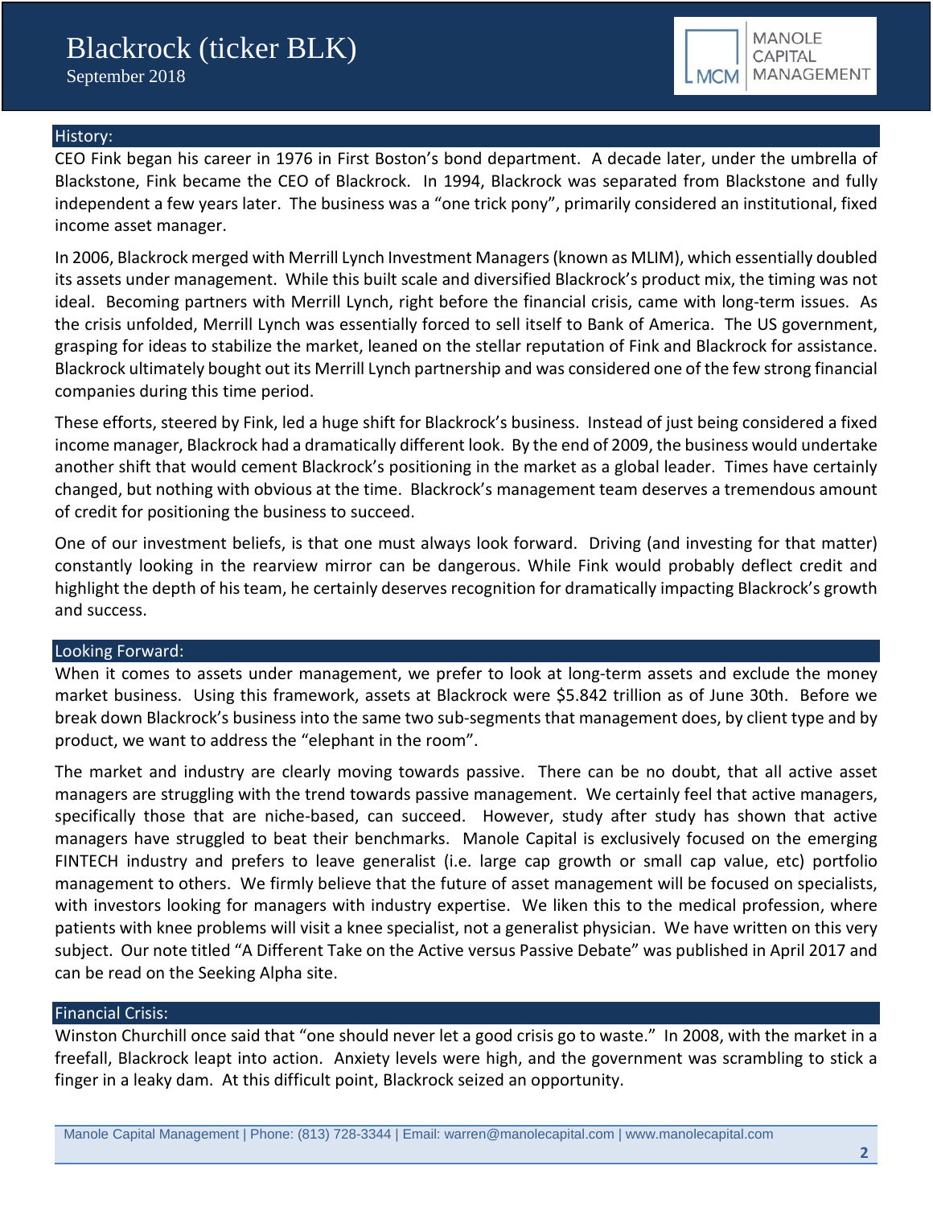# Blackrock (ticker BLK)

September 2018

## History:

CEO Fink began his career in 1976 in First Boston's bond department. A decade later, under the umbrella of Blackstone, Fink became the CEO of Blackrock. In 1994, Blackrock was separated from Blackstone and fully independent a few years later. The business was a "one trick pony", primarily considered an institutional, fixed income asset manager.

In 2006, Blackrock merged with Merrill Lynch Investment Managers (known as MLIM), which essentially doubled its assets under management. While this built scale and diversified Blackrock's product mix, the timing was not ideal. Becoming partners with Merrill Lynch, right before the financial crisis, came with long-term issues. As the crisis unfolded, Merrill Lynch was essentially forced to sell itself to Bank of America. The US government, grasping for ideas to stabilize the market, leaned on the stellar reputation of Fink and Blackrock for assistance. Blackrock ultimately bought out its Merrill Lynch partnership and was considered one of the few strong financial companies during this time period.

These efforts, steered by Fink, led a huge shift for Blackrock's business. Instead of just being considered a fixed income manager, Blackrock had a dramatically different look. By the end of 2009, the business would undertake another shift that would cement Blackrock's positioning in the market as a global leader. Times have certainly changed, but nothing with obvious at the time. Blackrock's management team deserves a tremendous amount of credit for positioning the business to succeed.

One of our investment beliefs, is that one must always look forward. Driving (and investing for that matter) constantly looking in the rearview mirror can be dangerous. While Fink would probably deflect credit and highlight the depth of his team, he certainly deserves recognition for dramatically impacting Blackrock's growth and success.

## Looking Forward:

When it comes to assets under management, we prefer to look at long-term assets and exclude the money market business. Using this framework, assets at Blackrock were $5.842 trillion as of June 30th. Before we break down Blackrock's business into the same two sub-segments that management does, by client type and by product, we want to address the "elephant in the room".

The market and industry are clearly moving towards passive. There can be no doubt, that all active asset managers are struggling with the trend towards passive management. We certainly feel that active managers, specifically those that are niche-based, can succeed. However, study after study has shown that active managers have struggled to beat their benchmarks. Manole Capital is exclusively focused on the emerging FINTECH industry and prefers to leave generalist (i.e. large cap growth or small cap value, etc) portfolio management to others. We firmly believe that the future of asset management will be focused on specialists, with investors looking for managers with industry expertise. We liken this to the medical profession, where patients with knee problems will visit a knee specialist, not a generalist physician. We have written on this very subject. Our note titled "A Different Take on the Active versus Passive Debate" was published in April 2017 and can be read on the Seeking Alpha site.

## Financial Crisis:

Winston Churchill once said that "one should never let a good crisis go to waste." In 2008, with the market in a freefall, Blackrock leapt into action. Anxiety levels were high, and the government was scrambling to stick a finger in a leaky dam. At this difficult point, Blackrock seized an opportunity.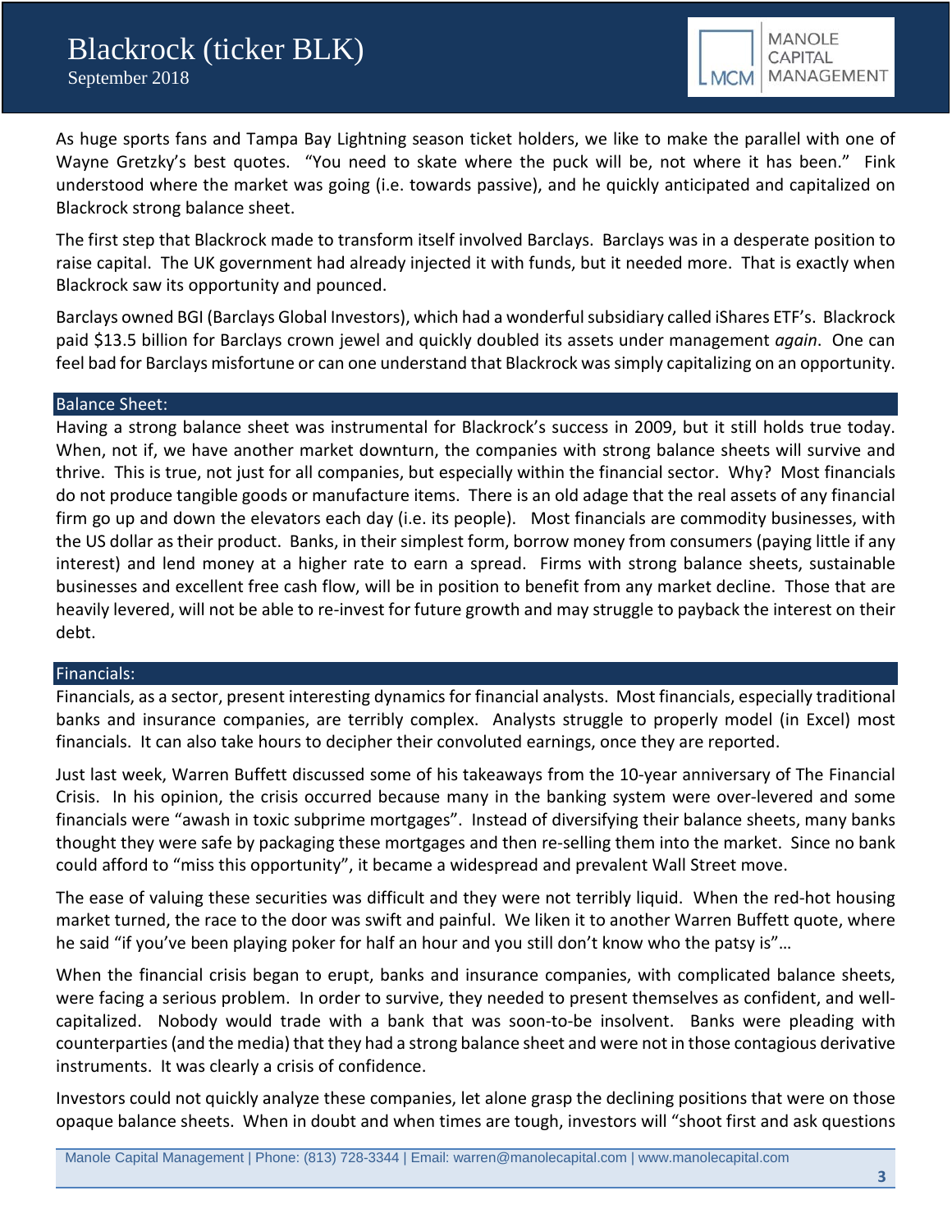As huge sports fans and Tampa Bay Lightning season ticket holders, we like to make the parallel with one of Wayne Gretzky's best quotes. "You need to skate where the puck will be, not where it has been." Fink understood where the market was going (i.e. towards passive), and he quickly anticipated and capitalized on Blackrock strong balance sheet.

The first step that Blackrock made to transform itself involved Barclays. Barclays was in a desperate position to raise capital. The UK government had already injected it with funds, but it needed more. That is exactly when Blackrock saw its opportunity and pounced.

Barclays owned BGI (Barclays Global Investors), which had a wonderful subsidiary called iShares ETF's. Blackrock paid $13.5 billion for Barclays crown jewel and quickly doubled its assets under management *again*. One can feel bad for Barclays misfortune or can one understand that Blackrock was simply capitalizing on an opportunity.

## Balance Sheet:

Having a strong balance sheet was instrumental for Blackrock's success in 2009, but it still holds true today. When, not if, we have another market downturn, the companies with strong balance sheets will survive and thrive. This is true, not just for all companies, but especially within the financial sector. Why? Most financials do not produce tangible goods or manufacture items. There is an old adage that the real assets of any financial firm go up and down the elevators each day (i.e. its people). Most financials are commodity businesses, with the US dollar as their product. Banks, in their simplest form, borrow money from consumers (paying little if any interest) and lend money at a higher rate to earn a spread. Firms with strong balance sheets, sustainable businesses and excellent free cash flow, will be in position to benefit from any market decline. Those that are heavily levered, will not be able to re-invest for future growth and may struggle to payback the interest on their debt.

## Financials:

Financials, as a sector, present interesting dynamics for financial analysts. Most financials, especially traditional banks and insurance companies, are terribly complex. Analysts struggle to properly model (in Excel) most financials. It can also take hours to decipher their convoluted earnings, once they are reported.

Just last week, Warren Buffett discussed some of his takeaways from the 10-year anniversary of The Financial Crisis. In his opinion, the crisis occurred because many in the banking system were over-levered and some financials were "awash in toxic subprime mortgages". Instead of diversifying their balance sheets, many banks thought they were safe by packaging these mortgages and then re-selling them into the market. Since no bank could afford to "miss this opportunity", it became a widespread and prevalent Wall Street move.

The ease of valuing these securities was difficult and they were not terribly liquid. When the red-hot housing market turned, the race to the door was swift and painful. We liken it to another Warren Buffett quote, where he said "if you've been playing poker for half an hour and you still don't know who the patsy is"…

When the financial crisis began to erupt, banks and insurance companies, with complicated balance sheets, were facing a serious problem. In order to survive, they needed to present themselves as confident, and well-capitalized. Nobody would trade with a bank that was soon-to-be insolvent. Banks were pleading with counterparties (and the media) that they had a strong balance sheet and were not in those contagious derivative instruments. It was clearly a crisis of confidence.

Investors could not quickly analyze these companies, let alone grasp the declining positions that were on those opaque balance sheets. When in doubt and when times are tough, investors will "shoot first and ask questions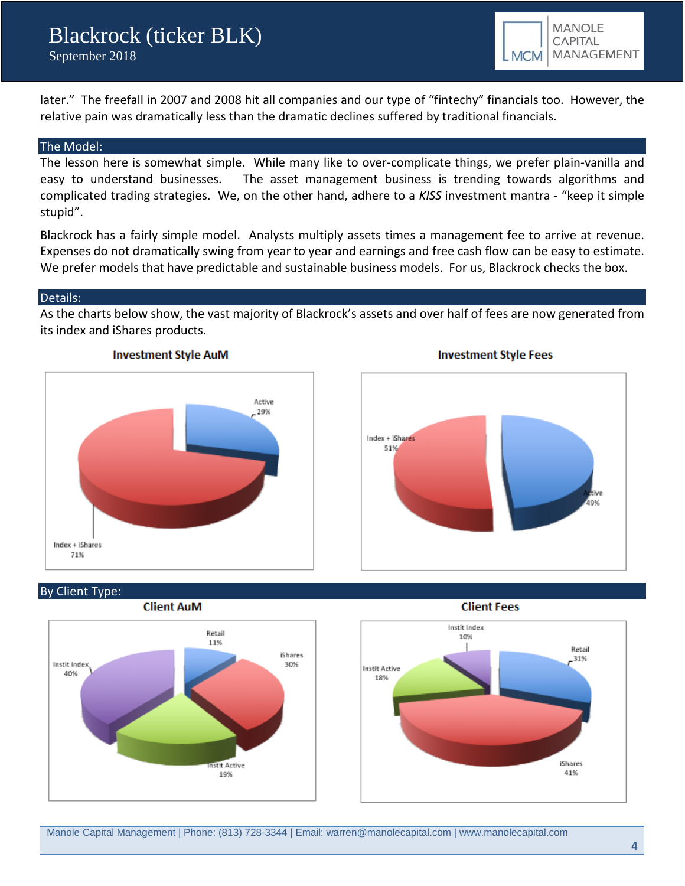later." The freefall in 2007 and 2008 hit all companies and our type of "fintechy" financials too. However, the relative pain was dramatically less than the dramatic declines suffered by traditional financials.

## The Model:

The lesson here is somewhat simple. While many like to over-complicate things, we prefer plain-vanilla and easy to understand businesses. The asset management business is trending towards algorithms and complicated trading strategies. We, on the other hand, adhere to a *KISS* investment mantra - "keep it simple stupid".

Blackrock has a fairly simple model. Analysts multiply assets times a management fee to arrive at revenue. Expenses do not dramatically swing from year to year and earnings and free cash flow can be easy to estimate. We prefer models that have predictable and sustainable business models. For us, Blackrock checks the box.

## Details:

As the charts below show, the vast majority of Blackrock's assets and over half of fees are now generated from its index and iShares products.

**Investment Style AuM**

| Category | Share |
|---|---|
| Index + iShares | 71% |
| Active | 29% |

**Investment Style Fees**

| Category | Share |
|---|---|
| Index + iShares | 51% |
| Active | 49% |

## By Client Type:

**Client AuM**

| Category | Share |
|---|---|
| Instit Index | 40% |
| Retail | 11% |
| iShares | 30% |
| Instit Active | 19% |

**Client Fees**

| Category | Share |
|---|---|
| Instit Index | 10% |
| Retail | 31% |
| iShares | 41% |
| Instit Active | 18% |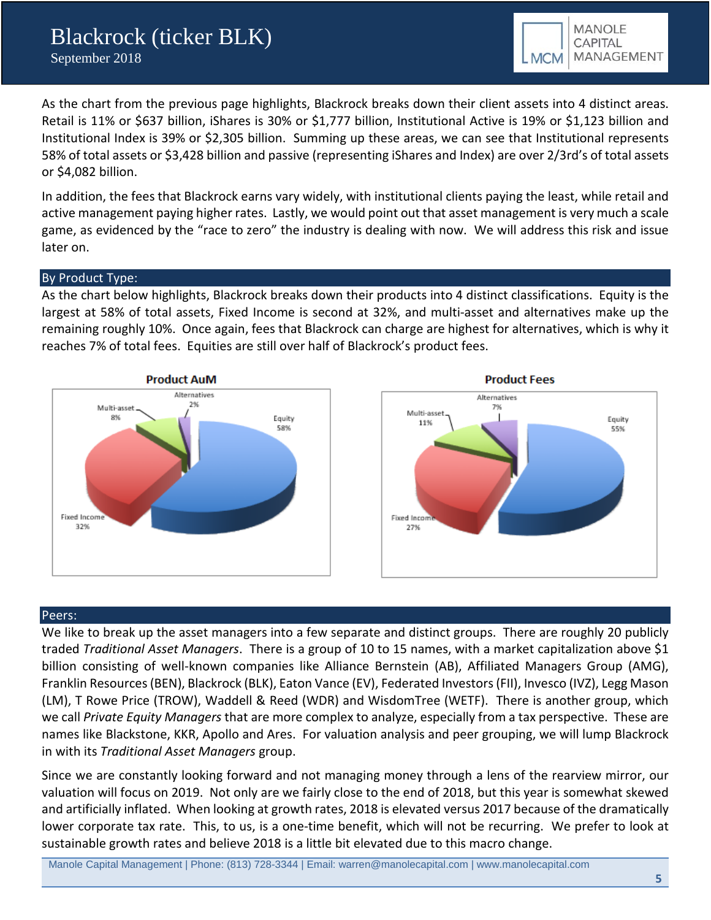As the chart from the previous page highlights, Blackrock breaks down their client assets into 4 distinct areas. Retail is 11% or $637 billion, iShares is 30% or $1,777 billion, Institutional Active is 19% or $1,123 billion and Institutional Index is 39% or $2,305 billion. Summing up these areas, we can see that Institutional represents 58% of total assets or $3,428 billion and passive (representing iShares and Index) are over 2/3rd's of total assets or $4,082 billion.

In addition, the fees that Blackrock earns vary widely, with institutional clients paying the least, while retail and active management paying higher rates. Lastly, we would point out that asset management is very much a scale game, as evidenced by the "race to zero" the industry is dealing with now. We will address this risk and issue later on.

## By Product Type:

As the chart below highlights, Blackrock breaks down their products into 4 distinct classifications. Equity is the largest at 58% of total assets, Fixed Income is second at 32%, and multi-asset and alternatives make up the remaining roughly 10%. Once again, fees that Blackrock can charge are highest for alternatives, which is why it reaches 7% of total fees. Equities are still over half of Blackrock's product fees.

**Product AuM**

| Product | Share |
|---|---|
| Equity | 58% |
| Fixed Income | 32% |
| Multi-asset | 8% |
| Alternatives | 2% |

**Product Fees**

| Product | Share |
|---|---|
| Equity | 55% |
| Fixed Income | 27% |
| Multi-asset | 11% |
| Alternatives | 7% |

## Peers:

We like to break up the asset managers into a few separate and distinct groups. There are roughly 20 publicly traded *Traditional Asset Managers*. There is a group of 10 to 15 names, with a market capitalization above $1 billion consisting of well-known companies like Alliance Bernstein (AB), Affiliated Managers Group (AMG), Franklin Resources (BEN), Blackrock (BLK), Eaton Vance (EV), Federated Investors (FII), Invesco (IVZ), Legg Mason (LM), T Rowe Price (TROW), Waddell & Reed (WDR) and WisdomTree (WETF). There is another group, which we call *Private Equity Managers* that are more complex to analyze, especially from a tax perspective. These are names like Blackstone, KKR, Apollo and Ares. For valuation analysis and peer grouping, we will lump Blackrock in with its *Traditional Asset Managers* group.

Since we are constantly looking forward and not managing money through a lens of the rearview mirror, our valuation will focus on 2019. Not only are we fairly close to the end of 2018, but this year is somewhat skewed and artificially inflated. When looking at growth rates, 2018 is elevated versus 2017 because of the dramatically lower corporate tax rate. This, to us, is a one-time benefit, which will not be recurring. We prefer to look at sustainable growth rates and believe 2018 is a little bit elevated due to this macro change.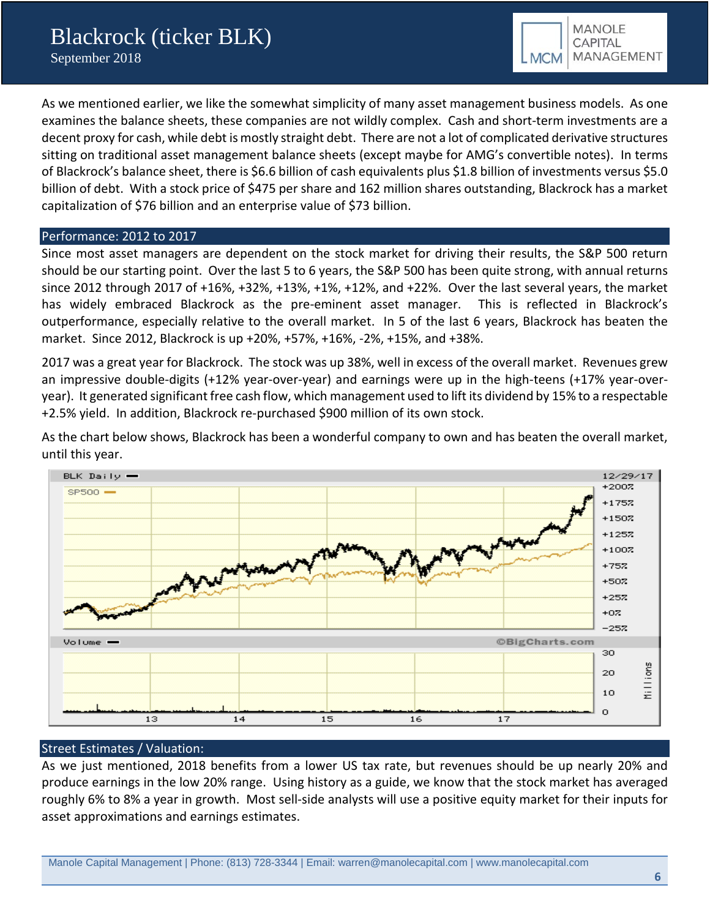As we mentioned earlier, we like the somewhat simplicity of many asset management business models. As one examines the balance sheets, these companies are not wildly complex. Cash and short-term investments are a decent proxy for cash, while debt is mostly straight debt. There are not a lot of complicated derivative structures sitting on traditional asset management balance sheets (except maybe for AMG's convertible notes). In terms of Blackrock's balance sheet, there is $6.6 billion of cash equivalents plus $1.8 billion of investments versus $5.0 billion of debt. With a stock price of $475 per share and 162 million shares outstanding, Blackrock has a market capitalization of $76 billion and an enterprise value of $73 billion.

## Performance: 2012 to 2017

Since most asset managers are dependent on the stock market for driving their results, the S&P 500 return should be our starting point. Over the last 5 to 6 years, the S&P 500 has been quite strong, with annual returns since 2012 through 2017 of +16%, +32%, +13%, +1%, +12%, and +22%. Over the last several years, the market has widely embraced Blackrock as the pre-eminent asset manager. This is reflected in Blackrock's outperformance, especially relative to the overall market. In 5 of the last 6 years, Blackrock has beaten the market. Since 2012, Blackrock is up +20%, +57%, +16%, -2%, +15%, and +38%.

2017 was a great year for Blackrock. The stock was up 38%, well in excess of the overall market. Revenues grew an impressive double-digits (+12% year-over-year) and earnings were up in the high-teens (+17% year-over-year). It generated significant free cash flow, which management used to lift its dividend by 15% to a respectable +2.5% yield. In addition, Blackrock re-purchased $900 million of its own stock.

As the chart below shows, Blackrock has been a wonderful company to own and has beaten the overall market, until this year.

## Street Estimates / Valuation:

As we just mentioned, 2018 benefits from a lower US tax rate, but revenues should be up nearly 20% and produce earnings in the low 20% range. Using history as a guide, we know that the stock market has averaged roughly 6% to 8% a year in growth. Most sell-side analysts will use a positive equity market for their inputs for asset approximations and earnings estimates.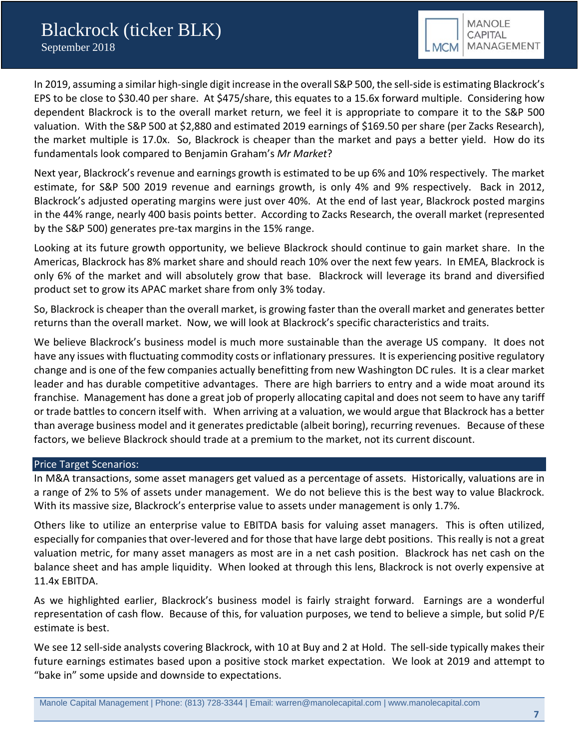In 2019, assuming a similar high-single digit increase in the overall S&P 500, the sell-side is estimating Blackrock's EPS to be close to $30.40 per share. At $475/share, this equates to a 15.6x forward multiple. Considering how dependent Blackrock is to the overall market return, we feel it is appropriate to compare it to the S&P 500 valuation. With the S&P 500 at $2,880 and estimated 2019 earnings of $169.50 per share (per Zacks Research), the market multiple is 17.0x. So, Blackrock is cheaper than the market and pays a better yield. How do its fundamentals look compared to Benjamin Graham's *Mr Market*?

Next year, Blackrock's revenue and earnings growth is estimated to be up 6% and 10% respectively. The market estimate, for S&P 500 2019 revenue and earnings growth, is only 4% and 9% respectively. Back in 2012, Blackrock's adjusted operating margins were just over 40%. At the end of last year, Blackrock posted margins in the 44% range, nearly 400 basis points better. According to Zacks Research, the overall market (represented by the S&P 500) generates pre-tax margins in the 15% range.

Looking at its future growth opportunity, we believe Blackrock should continue to gain market share. In the Americas, Blackrock has 8% market share and should reach 10% over the next few years. In EMEA, Blackrock is only 6% of the market and will absolutely grow that base. Blackrock will leverage its brand and diversified product set to grow its APAC market share from only 3% today.

So, Blackrock is cheaper than the overall market, is growing faster than the overall market and generates better returns than the overall market. Now, we will look at Blackrock's specific characteristics and traits.

We believe Blackrock's business model is much more sustainable than the average US company. It does not have any issues with fluctuating commodity costs or inflationary pressures. It is experiencing positive regulatory change and is one of the few companies actually benefitting from new Washington DC rules. It is a clear market leader and has durable competitive advantages. There are high barriers to entry and a wide moat around its franchise. Management has done a great job of properly allocating capital and does not seem to have any tariff or trade battles to concern itself with. When arriving at a valuation, we would argue that Blackrock has a better than average business model and it generates predictable (albeit boring), recurring revenues. Because of these factors, we believe Blackrock should trade at a premium to the market, not its current discount.

## Price Target Scenarios:

In M&A transactions, some asset managers get valued as a percentage of assets. Historically, valuations are in a range of 2% to 5% of assets under management. We do not believe this is the best way to value Blackrock. With its massive size, Blackrock's enterprise value to assets under management is only 1.7%.

Others like to utilize an enterprise value to EBITDA basis for valuing asset managers. This is often utilized, especially for companies that over-levered and for those that have large debt positions. This really is not a great valuation metric, for many asset managers as most are in a net cash position. Blackrock has net cash on the balance sheet and has ample liquidity. When looked at through this lens, Blackrock is not overly expensive at 11.4x EBITDA.

As we highlighted earlier, Blackrock's business model is fairly straight forward. Earnings are a wonderful representation of cash flow. Because of this, for valuation purposes, we tend to believe a simple, but solid P/E estimate is best.

We see 12 sell-side analysts covering Blackrock, with 10 at Buy and 2 at Hold. The sell-side typically makes their future earnings estimates based upon a positive stock market expectation. We look at 2019 and attempt to "bake in" some upside and downside to expectations.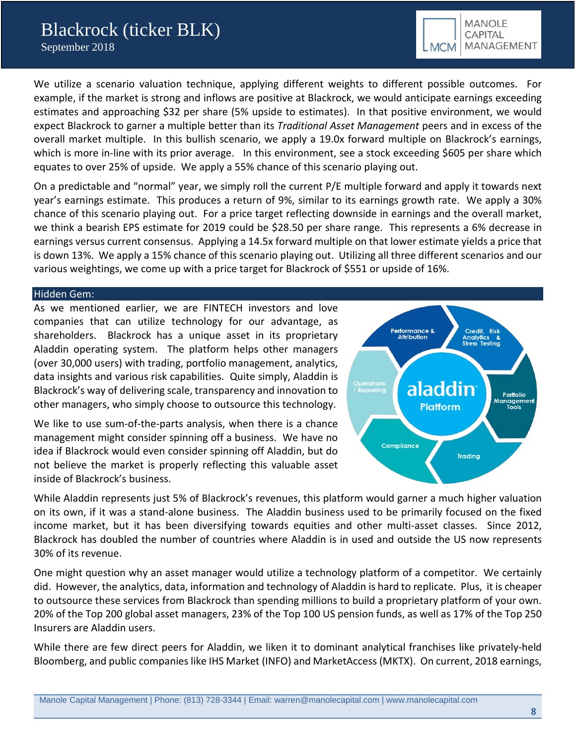We utilize a scenario valuation technique, applying different weights to different possible outcomes. For example, if the market is strong and inflows are positive at Blackrock, we would anticipate earnings exceeding estimates and approaching $32 per share (5% upside to estimates). In that positive environment, we would expect Blackrock to garner a multiple better than its *Traditional Asset Management* peers and in excess of the overall market multiple. In this bullish scenario, we apply a 19.0x forward multiple on Blackrock's earnings, which is more in-line with its prior average. In this environment, see a stock exceeding $605 per share which equates to over 25% of upside. We apply a 55% chance of this scenario playing out.

On a predictable and "normal" year, we simply roll the current P/E multiple forward and apply it towards next year's earnings estimate. This produces a return of 9%, similar to its earnings growth rate. We apply a 30% chance of this scenario playing out. For a price target reflecting downside in earnings and the overall market, we think a bearish EPS estimate for 2019 could be $28.50 per share range. This represents a 6% decrease in earnings versus current consensus. Applying a 14.5x forward multiple on that lower estimate yields a price that is down 13%. We apply a 15% chance of this scenario playing out. Utilizing all three different scenarios and our various weightings, we come up with a price target for Blackrock of $551 or upside of 16%.

## Hidden Gem:

As we mentioned earlier, we are FINTECH investors and love companies that can utilize technology for our advantage, as shareholders. Blackrock has a unique asset in its proprietary Aladdin operating system. The platform helps other managers (over 30,000 users) with trading, portfolio management, analytics, data insights and various risk capabilities. Quite simply, Aladdin is Blackrock's way of delivering scale, transparency and innovation to other managers, who simply choose to outsource this technology.

We like to use sum-of-the-parts analysis, when there is a chance management might consider spinning off a business. We have no idea if Blackrock would even consider spinning off Aladdin, but do not believe the market is properly reflecting this valuable asset inside of Blackrock's business.

While Aladdin represents just 5% of Blackrock's revenues, this platform would garner a much higher valuation on its own, if it was a stand-alone business. The Aladdin business used to be primarily focused on the fixed income market, but it has been diversifying towards equities and other multi-asset classes. Since 2012, Blackrock has doubled the number of countries where Aladdin is in used and outside the US now represents 30% of its revenue.

One might question why an asset manager would utilize a technology platform of a competitor. We certainly did. However, the analytics, data, information and technology of Aladdin is hard to replicate. Plus, it is cheaper to outsource these services from Blackrock than spending millions to build a proprietary platform of your own. 20% of the Top 200 global asset managers, 23% of the Top 100 US pension funds, as well as 17% of the Top 250 Insurers are Aladdin users.

While there are few direct peers for Aladdin, we liken it to dominant analytical franchises like privately-held Bloomberg, and public companies like IHS Market (INFO) and MarketAccess (MKTX). On current, 2018 earnings,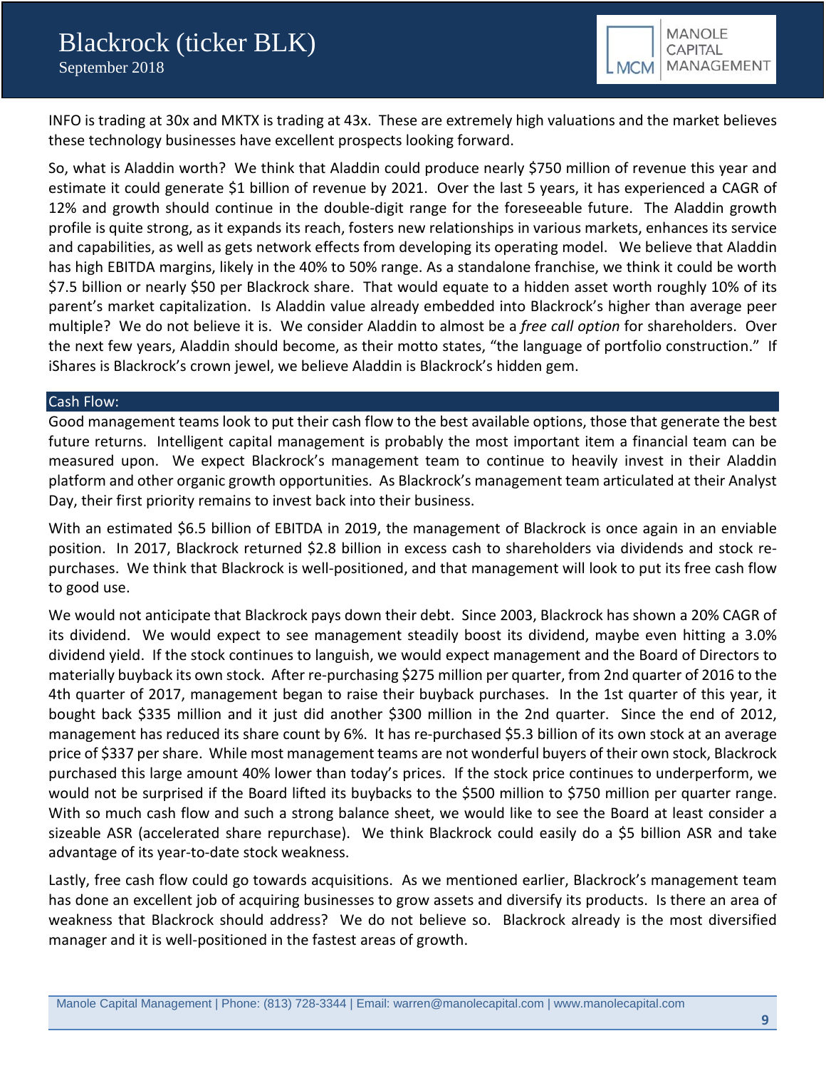INFO is trading at 30x and MKTX is trading at 43x. These are extremely high valuations and the market believes these technology businesses have excellent prospects looking forward.

So, what is Aladdin worth? We think that Aladdin could produce nearly $750 million of revenue this year and estimate it could generate $1 billion of revenue by 2021. Over the last 5 years, it has experienced a CAGR of 12% and growth should continue in the double-digit range for the foreseeable future. The Aladdin growth profile is quite strong, as it expands its reach, fosters new relationships in various markets, enhances its service and capabilities, as well as gets network effects from developing its operating model. We believe that Aladdin has high EBITDA margins, likely in the 40% to 50% range. As a standalone franchise, we think it could be worth $7.5 billion or nearly $50 per Blackrock share. That would equate to a hidden asset worth roughly 10% of its parent's market capitalization. Is Aladdin value already embedded into Blackrock's higher than average peer multiple? We do not believe it is. We consider Aladdin to almost be a *free call option* for shareholders. Over the next few years, Aladdin should become, as their motto states, "the language of portfolio construction." If iShares is Blackrock's crown jewel, we believe Aladdin is Blackrock's hidden gem.

## Cash Flow:

Good management teams look to put their cash flow to the best available options, those that generate the best future returns. Intelligent capital management is probably the most important item a financial team can be measured upon. We expect Blackrock's management team to continue to heavily invest in their Aladdin platform and other organic growth opportunities. As Blackrock's management team articulated at their Analyst Day, their first priority remains to invest back into their business.

With an estimated $6.5 billion of EBITDA in 2019, the management of Blackrock is once again in an enviable position. In 2017, Blackrock returned $2.8 billion in excess cash to shareholders via dividends and stock re-purchases. We think that Blackrock is well-positioned, and that management will look to put its free cash flow to good use.

We would not anticipate that Blackrock pays down their debt. Since 2003, Blackrock has shown a 20% CAGR of its dividend. We would expect to see management steadily boost its dividend, maybe even hitting a 3.0% dividend yield. If the stock continues to languish, we would expect management and the Board of Directors to materially buyback its own stock. After re-purchasing $275 million per quarter, from 2nd quarter of 2016 to the 4th quarter of 2017, management began to raise their buyback purchases. In the 1st quarter of this year, it bought back $335 million and it just did another $300 million in the 2nd quarter. Since the end of 2012, management has reduced its share count by 6%. It has re-purchased $5.3 billion of its own stock at an average price of $337 per share. While most management teams are not wonderful buyers of their own stock, Blackrock purchased this large amount 40% lower than today's prices. If the stock price continues to underperform, we would not be surprised if the Board lifted its buybacks to the $500 million to $750 million per quarter range. With so much cash flow and such a strong balance sheet, we would like to see the Board at least consider a sizeable ASR (accelerated share repurchase). We think Blackrock could easily do a $5 billion ASR and take advantage of its year-to-date stock weakness.

Lastly, free cash flow could go towards acquisitions. As we mentioned earlier, Blackrock's management team has done an excellent job of acquiring businesses to grow assets and diversify its products. Is there an area of weakness that Blackrock should address? We do not believe so. Blackrock already is the most diversified manager and it is well-positioned in the fastest areas of growth.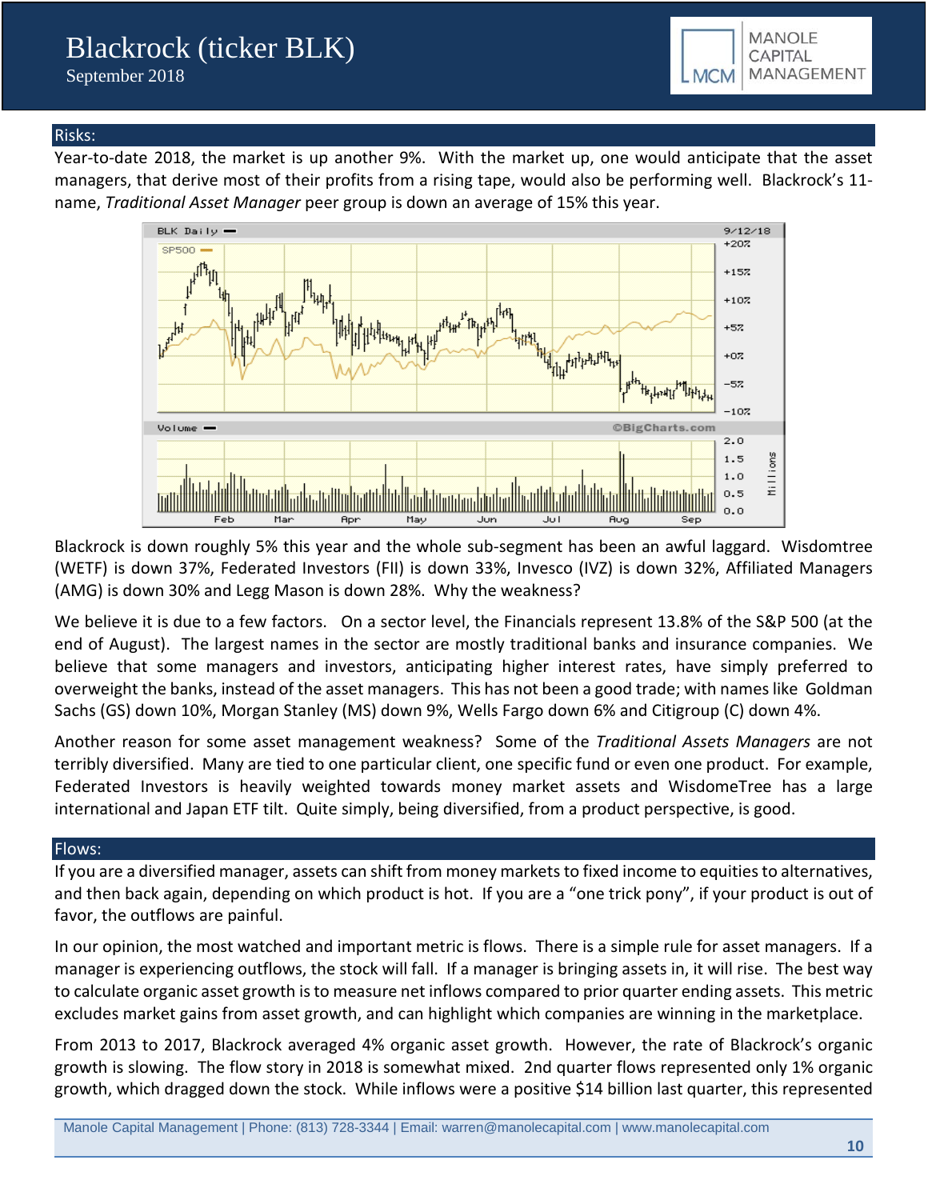## Risks:

Year-to-date 2018, the market is up another 9%. With the market up, one would anticipate that the asset managers, that derive most of their profits from a rising tape, would also be performing well. Blackrock's 11-name, *Traditional Asset Manager* peer group is down an average of 15% this year.

Blackrock is down roughly 5% this year and the whole sub-segment has been an awful laggard. Wisdomtree (WETF) is down 37%, Federated Investors (FII) is down 33%, Invesco (IVZ) is down 32%, Affiliated Managers (AMG) is down 30% and Legg Mason is down 28%. Why the weakness?

We believe it is due to a few factors. On a sector level, the Financials represent 13.8% of the S&P 500 (at the end of August). The largest names in the sector are mostly traditional banks and insurance companies. We believe that some managers and investors, anticipating higher interest rates, have simply preferred to overweight the banks, instead of the asset managers. This has not been a good trade; with names like Goldman Sachs (GS) down 10%, Morgan Stanley (MS) down 9%, Wells Fargo down 6% and Citigroup (C) down 4%.

Another reason for some asset management weakness? Some of the *Traditional Assets Managers* are not terribly diversified. Many are tied to one particular client, one specific fund or even one product. For example, Federated Investors is heavily weighted towards money market assets and WisdomeTree has a large international and Japan ETF tilt. Quite simply, being diversified, from a product perspective, is good.

## Flows:

If you are a diversified manager, assets can shift from money markets to fixed income to equities to alternatives, and then back again, depending on which product is hot. If you are a "one trick pony", if your product is out of favor, the outflows are painful.

In our opinion, the most watched and important metric is flows. There is a simple rule for asset managers. If a manager is experiencing outflows, the stock will fall. If a manager is bringing assets in, it will rise. The best way to calculate organic asset growth is to measure net inflows compared to prior quarter ending assets. This metric excludes market gains from asset growth, and can highlight which companies are winning in the marketplace.

From 2013 to 2017, Blackrock averaged 4% organic asset growth. However, the rate of Blackrock's organic growth is slowing. The flow story in 2018 is somewhat mixed. 2nd quarter flows represented only 1% organic growth, which dragged down the stock. While inflows were a positive $14 billion last quarter, this represented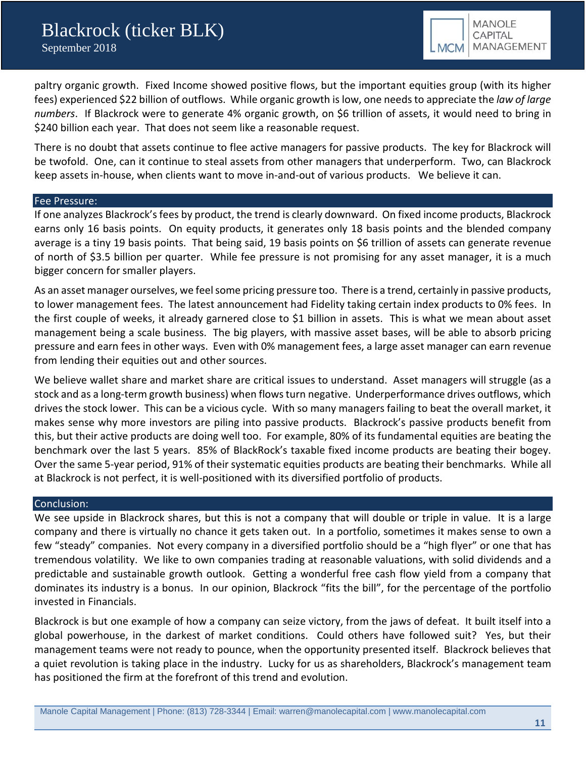paltry organic growth. Fixed Income showed positive flows, but the important equities group (with its higher fees) experienced $22 billion of outflows. While organic growth is low, one needs to appreciate the *law of large numbers*. If Blackrock were to generate 4% organic growth, on $6 trillion of assets, it would need to bring in $240 billion each year. That does not seem like a reasonable request.

There is no doubt that assets continue to flee active managers for passive products. The key for Blackrock will be twofold. One, can it continue to steal assets from other managers that underperform. Two, can Blackrock keep assets in-house, when clients want to move in-and-out of various products. We believe it can.

## Fee Pressure:

If one analyzes Blackrock's fees by product, the trend is clearly downward. On fixed income products, Blackrock earns only 16 basis points. On equity products, it generates only 18 basis points and the blended company average is a tiny 19 basis points. That being said, 19 basis points on $6 trillion of assets can generate revenue of north of $3.5 billion per quarter. While fee pressure is not promising for any asset manager, it is a much bigger concern for smaller players.

As an asset manager ourselves, we feel some pricing pressure too. There is a trend, certainly in passive products, to lower management fees. The latest announcement had Fidelity taking certain index products to 0% fees. In the first couple of weeks, it already garnered close to $1 billion in assets. This is what we mean about asset management being a scale business. The big players, with massive asset bases, will be able to absorb pricing pressure and earn fees in other ways. Even with 0% management fees, a large asset manager can earn revenue from lending their equities out and other sources.

We believe wallet share and market share are critical issues to understand. Asset managers will struggle (as a stock and as a long-term growth business) when flows turn negative. Underperformance drives outflows, which drives the stock lower. This can be a vicious cycle. With so many managers failing to beat the overall market, it makes sense why more investors are piling into passive products. Blackrock's passive products benefit from this, but their active products are doing well too. For example, 80% of its fundamental equities are beating the benchmark over the last 5 years. 85% of BlackRock's taxable fixed income products are beating their bogey. Over the same 5-year period, 91% of their systematic equities products are beating their benchmarks. While all at Blackrock is not perfect, it is well-positioned with its diversified portfolio of products.

## Conclusion:

We see upside in Blackrock shares, but this is not a company that will double or triple in value. It is a large company and there is virtually no chance it gets taken out. In a portfolio, sometimes it makes sense to own a few "steady" companies. Not every company in a diversified portfolio should be a "high flyer" or one that has tremendous volatility. We like to own companies trading at reasonable valuations, with solid dividends and a predictable and sustainable growth outlook. Getting a wonderful free cash flow yield from a company that dominates its industry is a bonus. In our opinion, Blackrock "fits the bill", for the percentage of the portfolio invested in Financials.

Blackrock is but one example of how a company can seize victory, from the jaws of defeat. It built itself into a global powerhouse, in the darkest of market conditions. Could others have followed suit? Yes, but their management teams were not ready to pounce, when the opportunity presented itself. Blackrock believes that a quiet revolution is taking place in the industry. Lucky for us as shareholders, Blackrock's management team has positioned the firm at the forefront of this trend and evolution.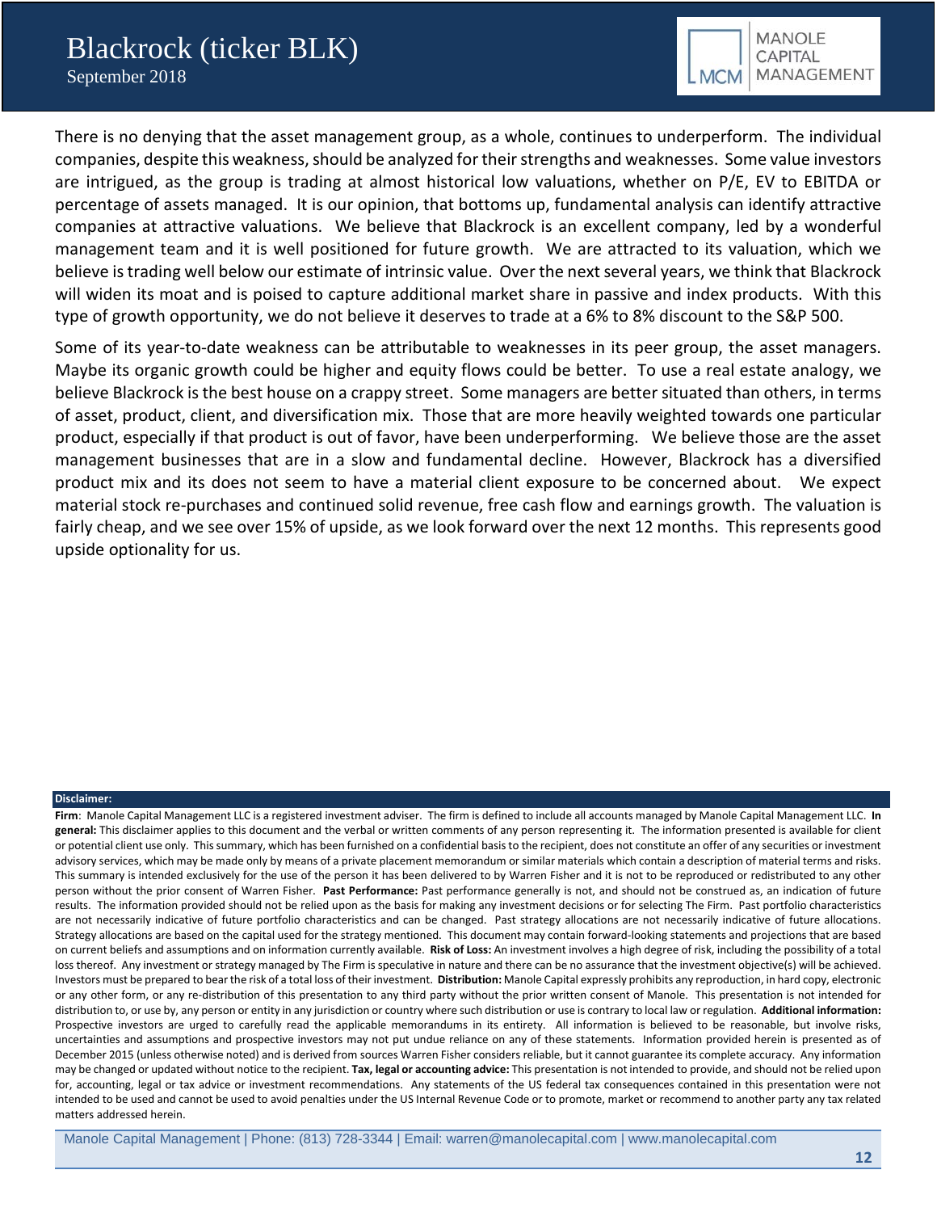# Blackrock (ticker BLK)

September 2018

There is no denying that the asset management group, as a whole, continues to underperform. The individual companies, despite this weakness, should be analyzed for their strengths and weaknesses. Some value investors are intrigued, as the group is trading at almost historical low valuations, whether on P/E, EV to EBITDA or percentage of assets managed. It is our opinion, that bottoms up, fundamental analysis can identify attractive companies at attractive valuations. We believe that Blackrock is an excellent company, led by a wonderful management team and it is well positioned for future growth. We are attracted to its valuation, which we believe is trading well below our estimate of intrinsic value. Over the next several years, we think that Blackrock will widen its moat and is poised to capture additional market share in passive and index products. With this type of growth opportunity, we do not believe it deserves to trade at a 6% to 8% discount to the S&P 500.

Some of its year-to-date weakness can be attributable to weaknesses in its peer group, the asset managers. Maybe its organic growth could be higher and equity flows could be better. To use a real estate analogy, we believe Blackrock is the best house on a crappy street. Some managers are better situated than others, in terms of asset, product, client, and diversification mix. Those that are more heavily weighted towards one particular product, especially if that product is out of favor, have been underperforming. We believe those are the asset management businesses that are in a slow and fundamental decline. However, Blackrock has a diversified product mix and its does not seem to have a material client exposure to be concerned about. We expect material stock re-purchases and continued solid revenue, free cash flow and earnings growth. The valuation is fairly cheap, and we see over 15% of upside, as we look forward over the next 12 months. This represents good upside optionality for us.

**Disclaimer:**

**Firm**: Manole Capital Management LLC is a registered investment adviser. The firm is defined to include all accounts managed by Manole Capital Management LLC. **In general:** This disclaimer applies to this document and the verbal or written comments of any person representing it. The information presented is available for client or potential client use only. This summary, which has been furnished on a confidential basis to the recipient, does not constitute an offer of any securities or investment advisory services, which may be made only by means of a private placement memorandum or similar materials which contain a description of material terms and risks. This summary is intended exclusively for the use of the person it has been delivered to by Warren Fisher and it is not to be reproduced or redistributed to any other person without the prior consent of Warren Fisher. **Past Performance:** Past performance generally is not, and should not be construed as, an indication of future results. The information provided should not be relied upon as the basis for making any investment decisions or for selecting The Firm. Past portfolio characteristics are not necessarily indicative of future portfolio characteristics and can be changed. Past strategy allocations are not necessarily indicative of future allocations. Strategy allocations are based on the capital used for the strategy mentioned. This document may contain forward-looking statements and projections that are based on current beliefs and assumptions and on information currently available. **Risk of Loss:** An investment involves a high degree of risk, including the possibility of a total loss thereof. Any investment or strategy managed by The Firm is speculative in nature and there can be no assurance that the investment objective(s) will be achieved. Investors must be prepared to bear the risk of a total loss of their investment. **Distribution:** Manole Capital expressly prohibits any reproduction, in hard copy, electronic or any other form, or any re-distribution of this presentation to any third party without the prior written consent of Manole. This presentation is not intended for distribution to, or use by, any person or entity in any jurisdiction or country where such distribution or use is contrary to local law or regulation. **Additional information:** Prospective investors are urged to carefully read the applicable memorandums in its entirety. All information is believed to be reasonable, but involve risks, uncertainties and assumptions and prospective investors may not put undue reliance on any of these statements. Information provided herein is presented as of December 2015 (unless otherwise noted) and is derived from sources Warren Fisher considers reliable, but it cannot guarantee its complete accuracy. Any information may be changed or updated without notice to the recipient. **Tax, legal or accounting advice:** This presentation is not intended to provide, and should not be relied upon for, accounting, legal or tax advice or investment recommendations. Any statements of the US federal tax consequences contained in this presentation were not intended to be used and cannot be used to avoid penalties under the US Internal Revenue Code or to promote, market or recommend to another party any tax related matters addressed herein.

Manole Capital Management | Phone: (813) 728-3344 | Email: warren@manolecapital.com | www.manolecapital.com